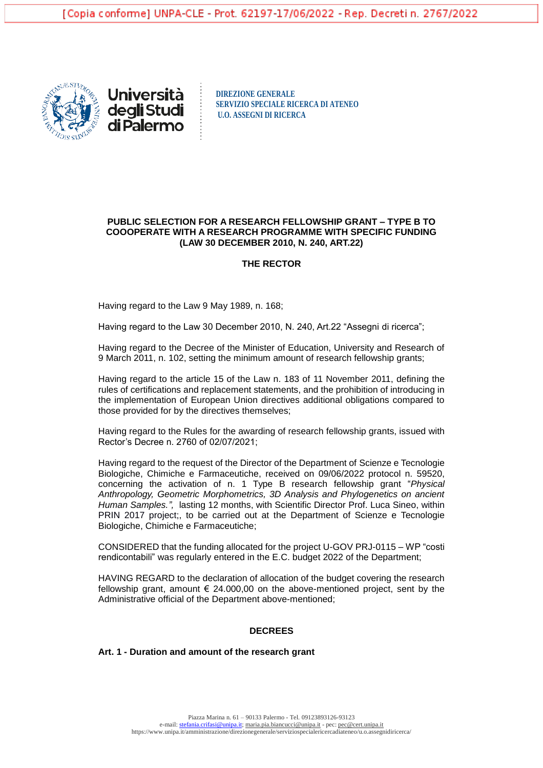[Copia conforme] UNPA-CLE - Prot. 62197-17/06/2022 - Rep. Decreti n. 2767/2022

Università degli Studi di Palermo

**DIREZIONE GENERALE**
**SERVIZIO SPECIALE RICERCA DI ATENEO**
**U.O. ASSEGNI DI RICERCA**

**PUBLIC SELECTION FOR A RESEARCH FELLOWSHIP GRANT – TYPE B TO COOOPERATE WITH A RESEARCH PROGRAMME WITH SPECIFIC FUNDING (LAW 30 DECEMBER 2010, N. 240, ART.22)**

**THE RECTOR**

Having regard to the Law 9 May 1989, n. 168;

Having regard to the Law 30 December 2010, N. 240, Art.22 "Assegni di ricerca";

Having regard to the Decree of the Minister of Education, University and Research of 9 March 2011, n. 102, setting the minimum amount of research fellowship grants;

Having regard to the article 15 of the Law n. 183 of 11 November 2011, defining the rules of certifications and replacement statements, and the prohibition of introducing in the implementation of European Union directives additional obligations compared to those provided for by the directives themselves;

Having regard to the Rules for the awarding of research fellowship grants, issued with Rector's Decree n. 2760 of 02/07/2021;

Having regard to the request of the Director of the Department of Scienze e Tecnologie Biologiche, Chimiche e Farmaceutiche, received on 09/06/2022 protocol n. 59520, concerning the activation of n. 1 Type B research fellowship grant "*Physical Anthropology, Geometric Morphometrics, 3D Analysis and Phylogenetics on ancient Human Samples.",* lasting 12 months, with Scientific Director Prof. Luca Sineo, within PRIN 2017 project;, to be carried out at the Department of Scienze e Tecnologie Biologiche, Chimiche e Farmaceutiche;

CONSIDERED that the funding allocated for the project U-GOV PRJ-0115 – WP "costi rendicontabili" was regularly entered in the E.C. budget 2022 of the Department;

HAVING REGARD to the declaration of allocation of the budget covering the research fellowship grant, amount € 24.000,00 on the above-mentioned project, sent by the Administrative official of the Department above-mentioned;

**DECREES**

**Art. 1 - Duration and amount of the research grant**

Piazza Marina n. 61 – 90133 Palermo - Tel. 09123893126-93123
e-mail: stefania.crifasi@unipa.it; maria.pia.biancucci@unipa.it - pec: pec@cert.unipa.it
https://www.unipa.it/amministrazione/direzionegenerale/serviziospecialericercadiateneo/u.o.assegnidiricerca/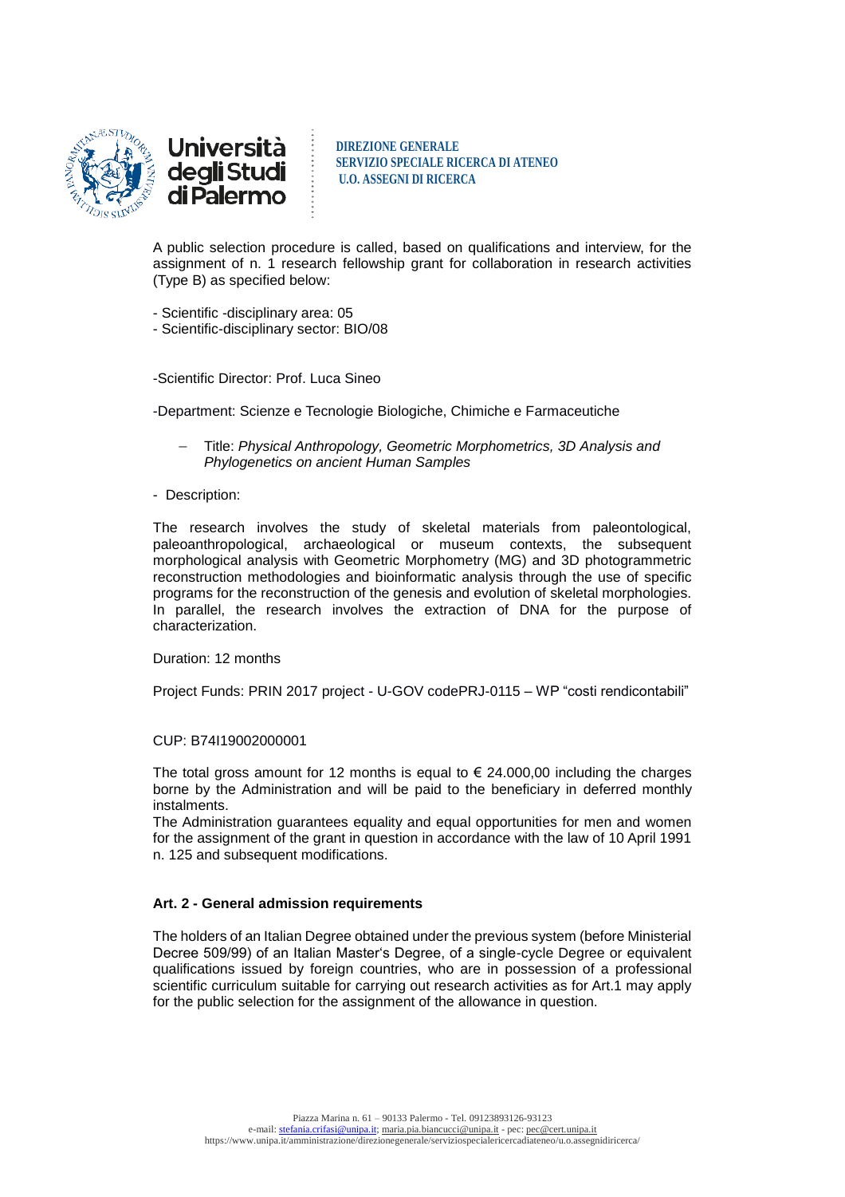A public selection procedure is called, based on qualifications and interview, for the assignment of n. 1 research fellowship grant for collaboration in research activities (Type B) as specified below:

- Scientific -disciplinary area: 05
- Scientific-disciplinary sector: BIO/08

-Scientific Director: Prof. Luca Sineo

-Department: Scienze e Tecnologie Biologiche, Chimiche e Farmaceutiche

- Title: *Physical Anthropology, Geometric Morphometrics, 3D Analysis and Phylogenetics on ancient Human Samples*

- Description:

The research involves the study of skeletal materials from paleontological, paleoanthropological, archaeological or museum contexts, the subsequent morphological analysis with Geometric Morphometry (MG) and 3D photogrammetric reconstruction methodologies and bioinformatic analysis through the use of specific programs for the reconstruction of the genesis and evolution of skeletal morphologies. In parallel, the research involves the extraction of DNA for the purpose of characterization.

Duration: 12 months

Project Funds: PRIN 2017 project - U-GOV codePRJ-0115 – WP "costi rendicontabili"

CUP: B74I19002000001

The total gross amount for 12 months is equal to € 24.000,00 including the charges borne by the Administration and will be paid to the beneficiary in deferred monthly instalments.
The Administration guarantees equality and equal opportunities for men and women for the assignment of the grant in question in accordance with the law of 10 April 1991 n. 125 and subsequent modifications.

**Art. 2 - General admission requirements**

The holders of an Italian Degree obtained under the previous system (before Ministerial Decree 509/99) of an Italian Master's Degree, of a single-cycle Degree or equivalent qualifications issued by foreign countries, who are in possession of a professional scientific curriculum suitable for carrying out research activities as for Art.1 may apply for the public selection for the assignment of the allowance in question.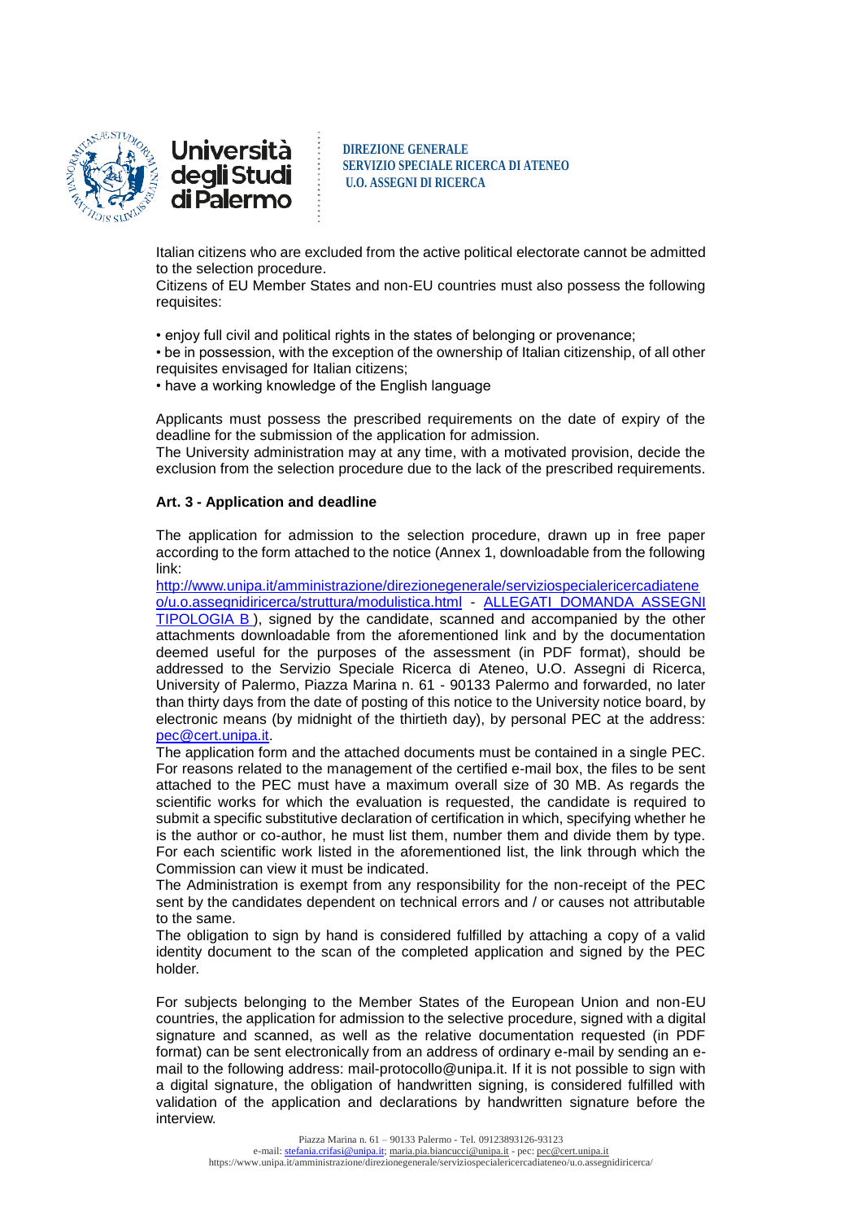Italian citizens who are excluded from the active political electorate cannot be admitted to the selection procedure.

Citizens of EU Member States and non-EU countries must also possess the following requisites:

- enjoy full civil and political rights in the states of belonging or provenance;
- be in possession, with the exception of the ownership of Italian citizenship, of all other requisites envisaged for Italian citizens;
- have a working knowledge of the English language

Applicants must possess the prescribed requirements on the date of expiry of the deadline for the submission of the application for admission.

The University administration may at any time, with a motivated provision, decide the exclusion from the selection procedure due to the lack of the prescribed requirements.

**Art. 3 - Application and deadline**

The application for admission to the selection procedure, drawn up in free paper according to the form attached to the notice (Annex 1, downloadable from the following link: http://www.unipa.it/amministrazione/direzionegenerale/serviziospecialericercadiateneo/u.o.assegnidiricerca/struttura/modulistica.html - ALLEGATI DOMANDA ASSEGNI TIPOLOGIA B ), signed by the candidate, scanned and accompanied by the other attachments downloadable from the aforementioned link and by the documentation deemed useful for the purposes of the assessment (in PDF format), should be addressed to the Servizio Speciale Ricerca di Ateneo, U.O. Assegni di Ricerca, University of Palermo, Piazza Marina n. 61 - 90133 Palermo and forwarded, no later than thirty days from the date of posting of this notice to the University notice board, by electronic means (by midnight of the thirtieth day), by personal PEC at the address: pec@cert.unipa.it.

The application form and the attached documents must be contained in a single PEC. For reasons related to the management of the certified e-mail box, the files to be sent attached to the PEC must have a maximum overall size of 30 MB. As regards the scientific works for which the evaluation is requested, the candidate is required to submit a specific substitutive declaration of certification in which, specifying whether he is the author or co-author, he must list them, number them and divide them by type. For each scientific work listed in the aforementioned list, the link through which the Commission can view it must be indicated.

The Administration is exempt from any responsibility for the non-receipt of the PEC sent by the candidates dependent on technical errors and / or causes not attributable to the same.

The obligation to sign by hand is considered fulfilled by attaching a copy of a valid identity document to the scan of the completed application and signed by the PEC holder.

For subjects belonging to the Member States of the European Union and non-EU countries, the application for admission to the selective procedure, signed with a digital signature and scanned, as well as the relative documentation requested (in PDF format) can be sent electronically from an address of ordinary e-mail by sending an e-mail to the following address: mail-protocollo@unipa.it. If it is not possible to sign with a digital signature, the obligation of handwritten signing, is considered fulfilled with validation of the application and declarations by handwritten signature before the interview.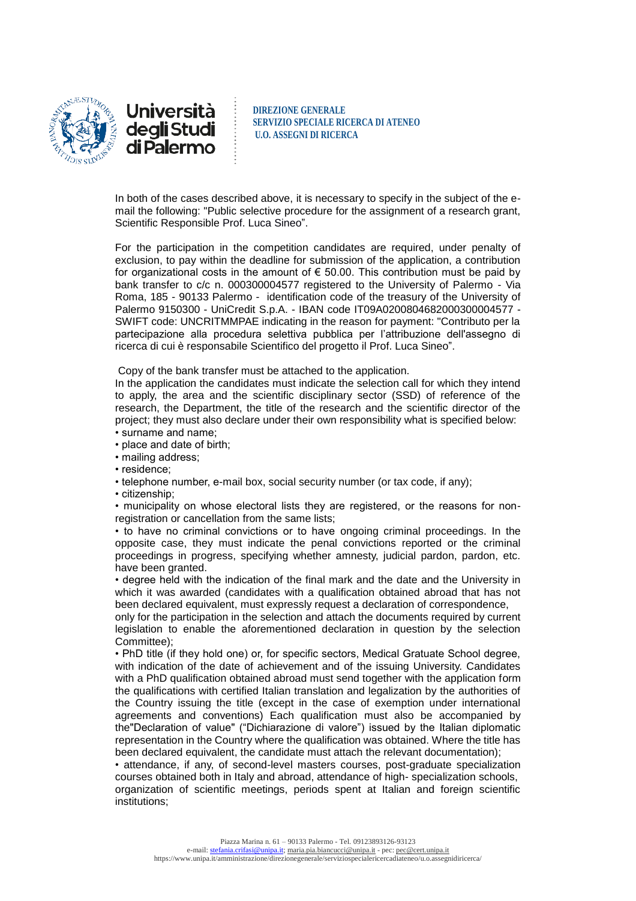In both of the cases described above, it is necessary to specify in the subject of the e-mail the following: "Public selective procedure for the assignment of a research grant, Scientific Responsible Prof. Luca Sineo".

For the participation in the competition candidates are required, under penalty of exclusion, to pay within the deadline for submission of the application, a contribution for organizational costs in the amount of € 50.00. This contribution must be paid by bank transfer to c/c n. 000300004577 registered to the University of Palermo - Via Roma, 185 - 90133 Palermo - identification code of the treasury of the University of Palermo 9150300 - UniCredit S.p.A. - IBAN code IT09A0200804682000300004577 - SWIFT code: UNCRITMMPAE indicating in the reason for payment: "Contributo per la partecipazione alla procedura selettiva pubblica per l'attribuzione dell'assegno di ricerca di cui è responsabile Scientifico del progetto il Prof. Luca Sineo".

Copy of the bank transfer must be attached to the application.

In the application the candidates must indicate the selection call for which they intend to apply, the area and the scientific disciplinary sector (SSD) of reference of the research, the Department, the title of the research and the scientific director of the project; they must also declare under their own responsibility what is specified below:

- surname and name;
- place and date of birth;
- mailing address;
- residence;
- telephone number, e-mail box, social security number (or tax code, if any);
- citizenship;
- municipality on whose electoral lists they are registered, or the reasons for non-registration or cancellation from the same lists;
- to have no criminal convictions or to have ongoing criminal proceedings. In the opposite case, they must indicate the penal convictions reported or the criminal proceedings in progress, specifying whether amnesty, judicial pardon, pardon, etc. have been granted.
- degree held with the indication of the final mark and the date and the University in which it was awarded (candidates with a qualification obtained abroad that has not been declared equivalent, must expressly request a declaration of correspondence, only for the participation in the selection and attach the documents required by current legislation to enable the aforementioned declaration in question by the selection Committee);
- PhD title (if they hold one) or, for specific sectors, Medical Gratuate School degree, with indication of the date of achievement and of the issuing University. Candidates with a PhD qualification obtained abroad must send together with the application form the qualifications with certified Italian translation and legalization by the authorities of the Country issuing the title (except in the case of exemption under international agreements and conventions) Each qualification must also be accompanied by the"Declaration of value" ("Dichiarazione di valore") issued by the Italian diplomatic representation in the Country where the qualification was obtained. Where the title has been declared equivalent, the candidate must attach the relevant documentation);
- attendance, if any, of second-level masters courses, post-graduate specialization courses obtained both in Italy and abroad, attendance of high- specialization schools, organization of scientific meetings, periods spent at Italian and foreign scientific institutions;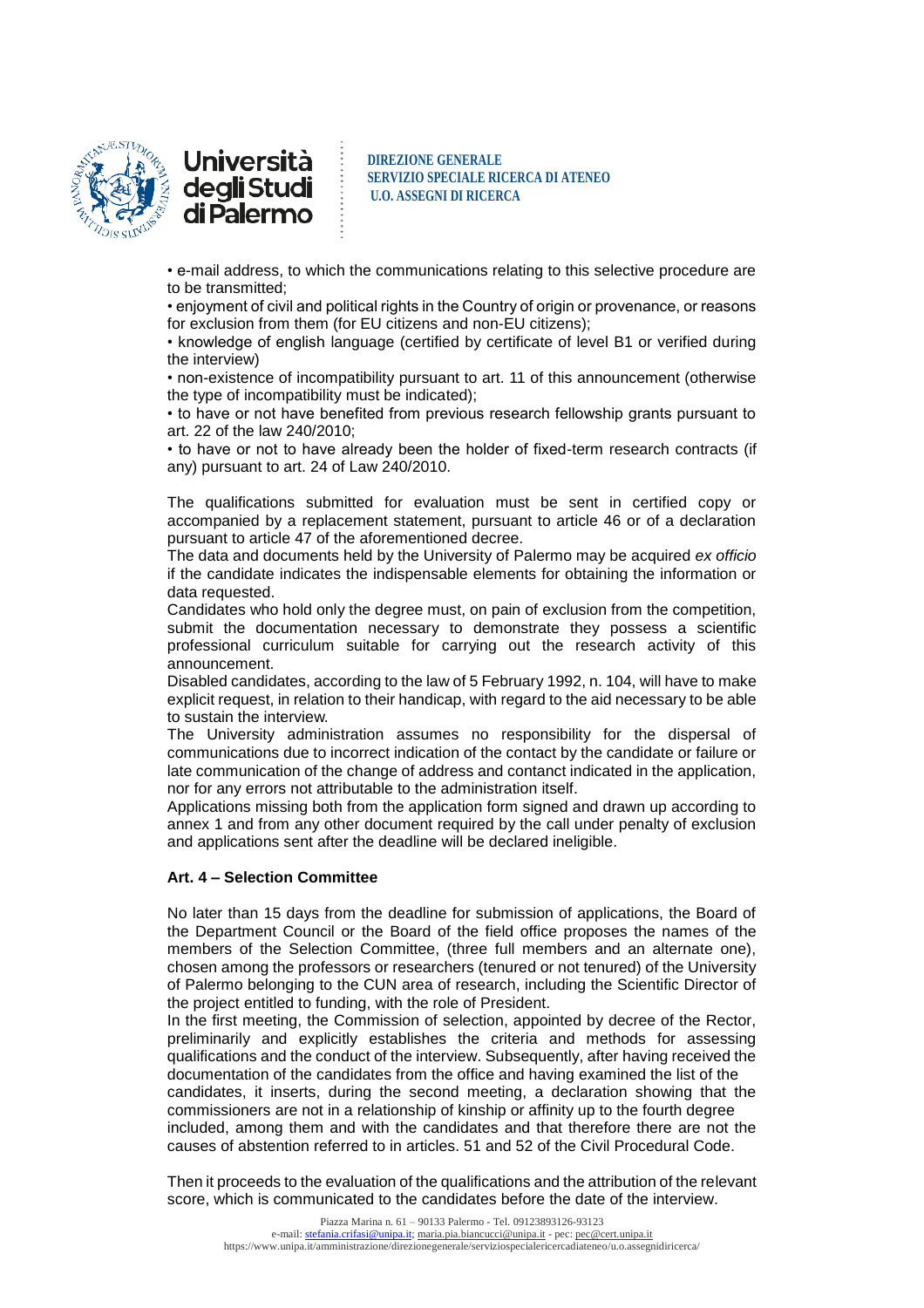• e-mail address, to which the communications relating to this selective procedure are to be transmitted;

• enjoyment of civil and political rights in the Country of origin or provenance, or reasons for exclusion from them (for EU citizens and non-EU citizens);

• knowledge of english language (certified by certificate of level B1 or verified during the interview)

• non-existence of incompatibility pursuant to art. 11 of this announcement (otherwise the type of incompatibility must be indicated);

• to have or not have benefited from previous research fellowship grants pursuant to art. 22 of the law 240/2010;

• to have or not to have already been the holder of fixed-term research contracts (if any) pursuant to art. 24 of Law 240/2010.

The qualifications submitted for evaluation must be sent in certified copy or accompanied by a replacement statement, pursuant to article 46 or of a declaration pursuant to article 47 of the aforementioned decree.
The data and documents held by the University of Palermo may be acquired *ex officio* if the candidate indicates the indispensable elements for obtaining the information or data requested.
Candidates who hold only the degree must, on pain of exclusion from the competition, submit the documentation necessary to demonstrate they possess a scientific professional curriculum suitable for carrying out the research activity of this announcement.
Disabled candidates, according to the law of 5 February 1992, n. 104, will have to make explicit request, in relation to their handicap, with regard to the aid necessary to be able to sustain the interview.
The University administration assumes no responsibility for the dispersal of communications due to incorrect indication of the contact by the candidate or failure or late communication of the change of address and contanct indicated in the application, nor for any errors not attributable to the administration itself.
Applications missing both from the application form signed and drawn up according to annex 1 and from any other document required by the call under penalty of exclusion and applications sent after the deadline will be declared ineligible.

**Art. 4 – Selection Committee**

No later than 15 days from the deadline for submission of applications, the Board of the Department Council or the Board of the field office proposes the names of the members of the Selection Committee, (three full members and an alternate one), chosen among the professors or researchers (tenured or not tenured) of the University of Palermo belonging to the CUN area of research, including the Scientific Director of the project entitled to funding, with the role of President.
In the first meeting, the Commission of selection, appointed by decree of the Rector, preliminarily and explicitly establishes the criteria and methods for assessing qualifications and the conduct of the interview. Subsequently, after having received the documentation of the candidates from the office and having examined the list of the candidates, it inserts, during the second meeting, a declaration showing that the commissioners are not in a relationship of kinship or affinity up to the fourth degree included, among them and with the candidates and that therefore there are not the causes of abstention referred to in articles. 51 and 52 of the Civil Procedural Code.

Then it proceeds to the evaluation of the qualifications and the attribution of the relevant score, which is communicated to the candidates before the date of the interview.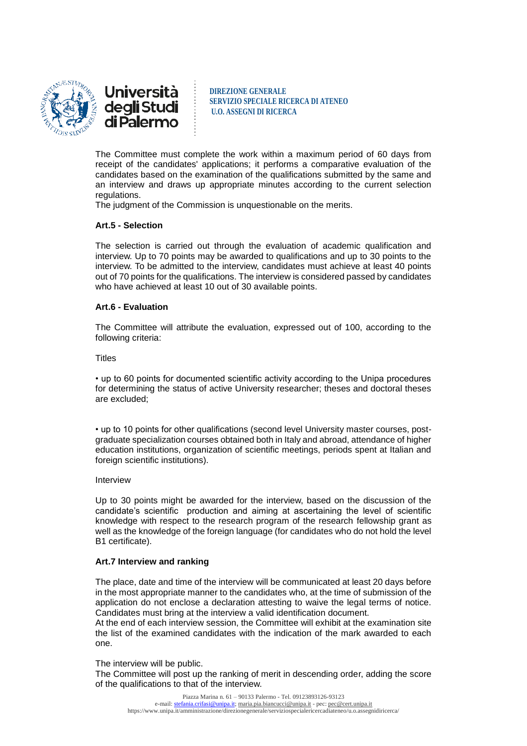The Committee must complete the work within a maximum period of 60 days from receipt of the candidates' applications; it performs a comparative evaluation of the candidates based on the examination of the qualifications submitted by the same and an interview and draws up appropriate minutes according to the current selection regulations.
The judgment of the Commission is unquestionable on the merits.

**Art.5 - Selection**

The selection is carried out through the evaluation of academic qualification and interview. Up to 70 points may be awarded to qualifications and up to 30 points to the interview. To be admitted to the interview, candidates must achieve at least 40 points out of 70 points for the qualifications. The interview is considered passed by candidates who have achieved at least 10 out of 30 available points.

**Art.6 - Evaluation**

The Committee will attribute the evaluation, expressed out of 100, according to the following criteria:

Titles

• up to 60 points for documented scientific activity according to the Unipa procedures for determining the status of active University researcher; theses and doctoral theses are excluded;

• up to 10 points for other qualifications (second level University master courses, post-graduate specialization courses obtained both in Italy and abroad, attendance of higher education institutions, organization of scientific meetings, periods spent at Italian and foreign scientific institutions).

Interview

Up to 30 points might be awarded for the interview, based on the discussion of the candidate's scientific production and aiming at ascertaining the level of scientific knowledge with respect to the research program of the research fellowship grant as well as the knowledge of the foreign language (for candidates who do not hold the level B1 certificate).

**Art.7 Interview and ranking**

The place, date and time of the interview will be communicated at least 20 days before in the most appropriate manner to the candidates who, at the time of submission of the application do not enclose a declaration attesting to waive the legal terms of notice. Candidates must bring at the interview a valid identification document.
At the end of each interview session, the Committee will exhibit at the examination site the list of the examined candidates with the indication of the mark awarded to each one.

The interview will be public.
The Committee will post up the ranking of merit in descending order, adding the score of the qualifications to that of the interview.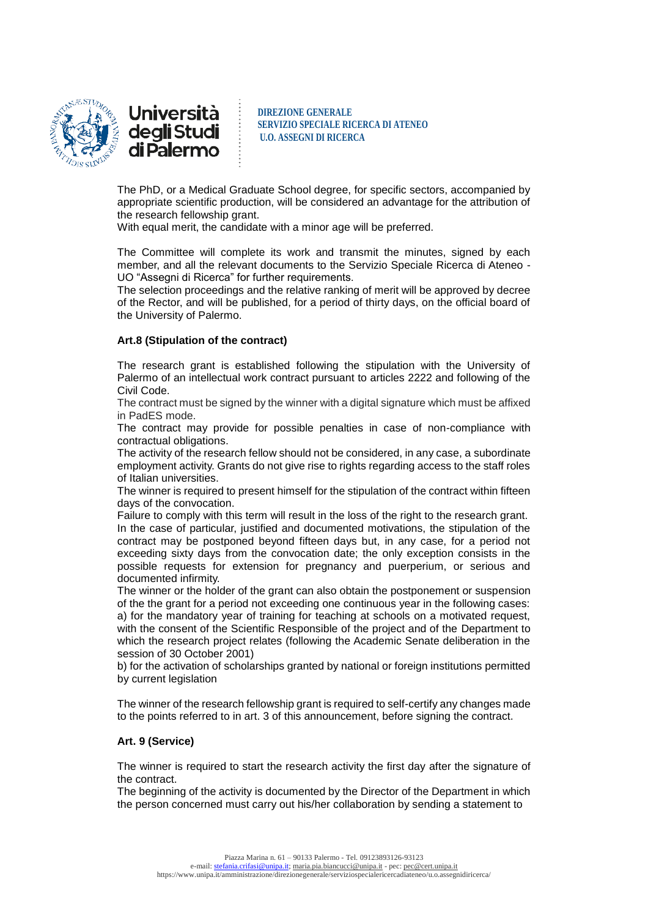The PhD, or a Medical Graduate School degree, for specific sectors, accompanied by appropriate scientific production, will be considered an advantage for the attribution of the research fellowship grant.
With equal merit, the candidate with a minor age will be preferred.

The Committee will complete its work and transmit the minutes, signed by each member, and all the relevant documents to the Servizio Speciale Ricerca di Ateneo - UO "Assegni di Ricerca" for further requirements.
The selection proceedings and the relative ranking of merit will be approved by decree of the Rector, and will be published, for a period of thirty days, on the official board of the University of Palermo.

**Art.8 (Stipulation of the contract)**

The research grant is established following the stipulation with the University of Palermo of an intellectual work contract pursuant to articles 2222 and following of the Civil Code.
The contract must be signed by the winner with a digital signature which must be affixed in PadES mode.
The contract may provide for possible penalties in case of non-compliance with contractual obligations.
The activity of the research fellow should not be considered, in any case, a subordinate employment activity. Grants do not give rise to rights regarding access to the staff roles of Italian universities.
The winner is required to present himself for the stipulation of the contract within fifteen days of the convocation.
Failure to comply with this term will result in the loss of the right to the research grant.
In the case of particular, justified and documented motivations, the stipulation of the contract may be postponed beyond fifteen days but, in any case, for a period not exceeding sixty days from the convocation date; the only exception consists in the possible requests for extension for pregnancy and puerperium, or serious and documented infirmity.
The winner or the holder of the grant can also obtain the postponement or suspension of the the grant for a period not exceeding one continuous year in the following cases:
a) for the mandatory year of training for teaching at schools on a motivated request, with the consent of the Scientific Responsible of the project and of the Department to which the research project relates (following the Academic Senate deliberation in the session of 30 October 2001)
b) for the activation of scholarships granted by national or foreign institutions permitted by current legislation

The winner of the research fellowship grant is required to self-certify any changes made to the points referred to in art. 3 of this announcement, before signing the contract.

**Art. 9 (Service)**

The winner is required to start the research activity the first day after the signature of the contract.
The beginning of the activity is documented by the Director of the Department in which the person concerned must carry out his/her collaboration by sending a statement to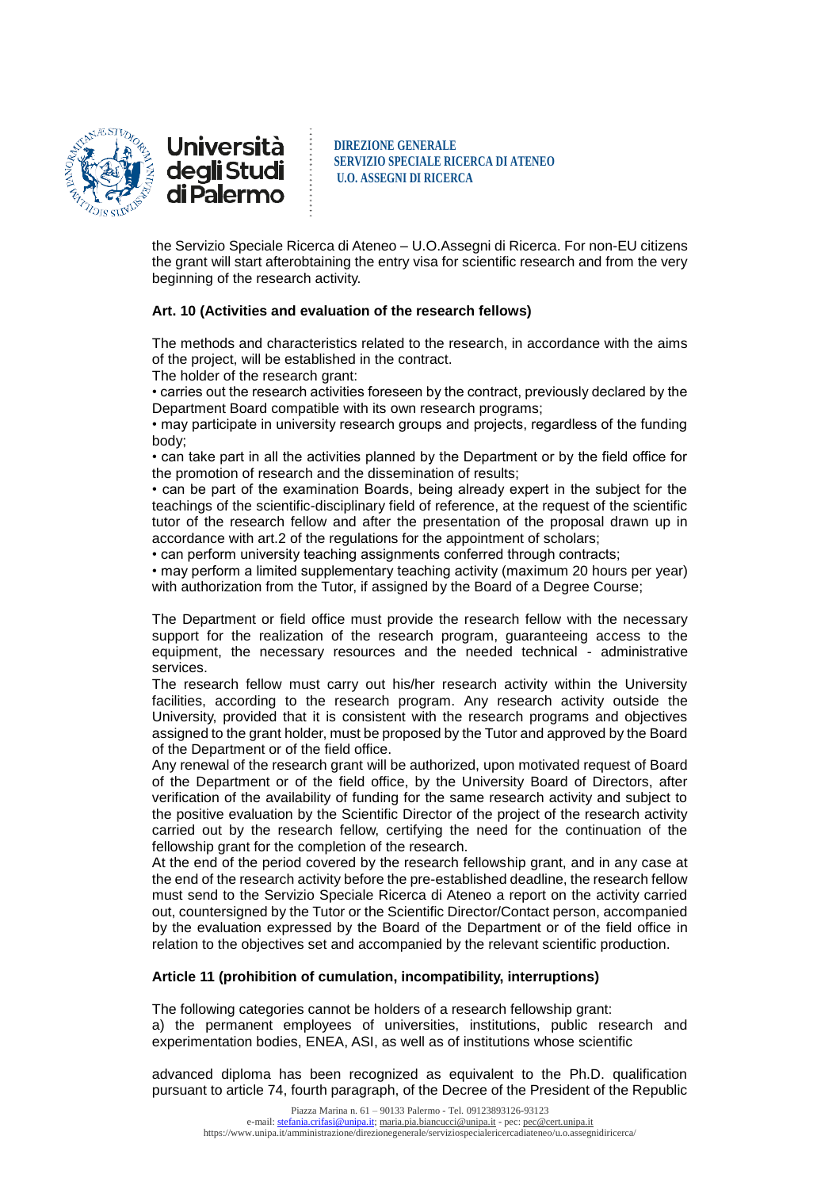the Servizio Speciale Ricerca di Ateneo – U.O.Assegni di Ricerca. For non-EU citizens the grant will start afterobtaining the entry visa for scientific research and from the very beginning of the research activity.

**Art. 10 (Activities and evaluation of the research fellows)**

The methods and characteristics related to the research, in accordance with the aims of the project, will be established in the contract.

The holder of the research grant:

- carries out the research activities foreseen by the contract, previously declared by the Department Board compatible with its own research programs;
- may participate in university research groups and projects, regardless of the funding body;
- can take part in all the activities planned by the Department or by the field office for the promotion of research and the dissemination of results;
- can be part of the examination Boards, being already expert in the subject for the teachings of the scientific-disciplinary field of reference, at the request of the scientific tutor of the research fellow and after the presentation of the proposal drawn up in accordance with art.2 of the regulations for the appointment of scholars;
- can perform university teaching assignments conferred through contracts;
- may perform a limited supplementary teaching activity (maximum 20 hours per year) with authorization from the Tutor, if assigned by the Board of a Degree Course;

The Department or field office must provide the research fellow with the necessary support for the realization of the research program, guaranteeing access to the equipment, the necessary resources and the needed technical - administrative services.

The research fellow must carry out his/her research activity within the University facilities, according to the research program. Any research activity outside the University, provided that it is consistent with the research programs and objectives assigned to the grant holder, must be proposed by the Tutor and approved by the Board of the Department or of the field office.

Any renewal of the research grant will be authorized, upon motivated request of Board of the Department or of the field office, by the University Board of Directors, after verification of the availability of funding for the same research activity and subject to the positive evaluation by the Scientific Director of the project of the research activity carried out by the research fellow, certifying the need for the continuation of the fellowship grant for the completion of the research.

At the end of the period covered by the research fellowship grant, and in any case at the end of the research activity before the pre-established deadline, the research fellow must send to the Servizio Speciale Ricerca di Ateneo a report on the activity carried out, countersigned by the Tutor or the Scientific Director/Contact person, accompanied by the evaluation expressed by the Board of the Department or of the field office in relation to the objectives set and accompanied by the relevant scientific production.

**Article 11 (prohibition of cumulation, incompatibility, interruptions)**

The following categories cannot be holders of a research fellowship grant:

a) the permanent employees of universities, institutions, public research and experimentation bodies, ENEA, ASI, as well as of institutions whose scientific

advanced diploma has been recognized as equivalent to the Ph.D. qualification pursuant to article 74, fourth paragraph, of the Decree of the President of the Republic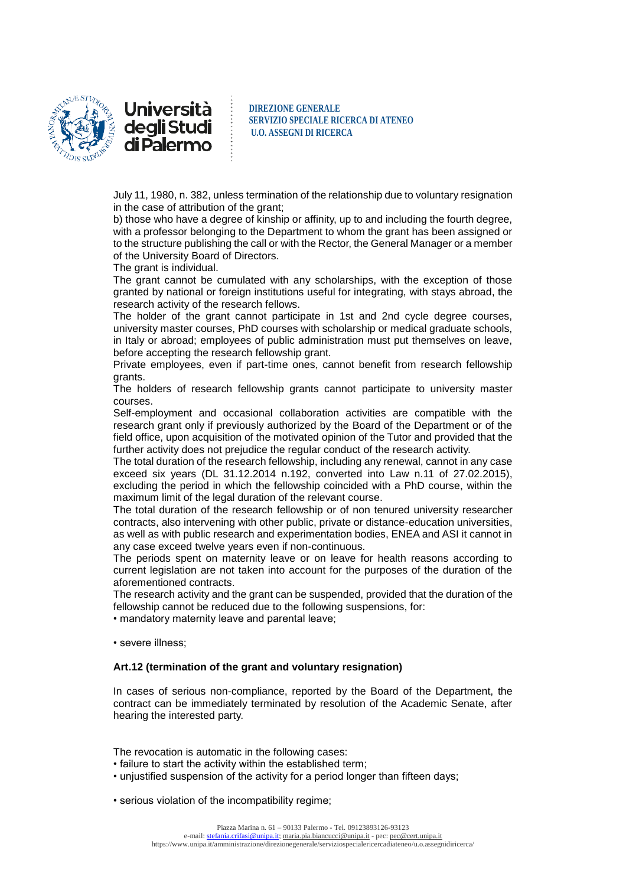July 11, 1980, n. 382, unless termination of the relationship due to voluntary resignation in the case of attribution of the grant;

b) those who have a degree of kinship or affinity, up to and including the fourth degree, with a professor belonging to the Department to whom the grant has been assigned or to the structure publishing the call or with the Rector, the General Manager or a member of the University Board of Directors.

The grant is individual.

The grant cannot be cumulated with any scholarships, with the exception of those granted by national or foreign institutions useful for integrating, with stays abroad, the research activity of the research fellows.

The holder of the grant cannot participate in 1st and 2nd cycle degree courses, university master courses, PhD courses with scholarship or medical graduate schools, in Italy or abroad; employees of public administration must put themselves on leave, before accepting the research fellowship grant.

Private employees, even if part-time ones, cannot benefit from research fellowship grants.

The holders of research fellowship grants cannot participate to university master courses.

Self-employment and occasional collaboration activities are compatible with the research grant only if previously authorized by the Board of the Department or of the field office, upon acquisition of the motivated opinion of the Tutor and provided that the further activity does not prejudice the regular conduct of the research activity.

The total duration of the research fellowship, including any renewal, cannot in any case exceed six years (DL 31.12.2014 n.192, converted into Law n.11 of 27.02.2015), excluding the period in which the fellowship coincided with a PhD course, within the maximum limit of the legal duration of the relevant course.

The total duration of the research fellowship or of non tenured university researcher contracts, also intervening with other public, private or distance-education universities, as well as with public research and experimentation bodies, ENEA and ASI it cannot in any case exceed twelve years even if non-continuous.

The periods spent on maternity leave or on leave for health reasons according to current legislation are not taken into account for the purposes of the duration of the aforementioned contracts.

The research activity and the grant can be suspended, provided that the duration of the fellowship cannot be reduced due to the following suspensions, for:

- mandatory maternity leave and parental leave;
- severe illness;

**Art.12 (termination of the grant and voluntary resignation)**

In cases of serious non-compliance, reported by the Board of the Department, the contract can be immediately terminated by resolution of the Academic Senate, after hearing the interested party.

The revocation is automatic in the following cases:

- failure to start the activity within the established term;
- unjustified suspension of the activity for a period longer than fifteen days;
- serious violation of the incompatibility regime;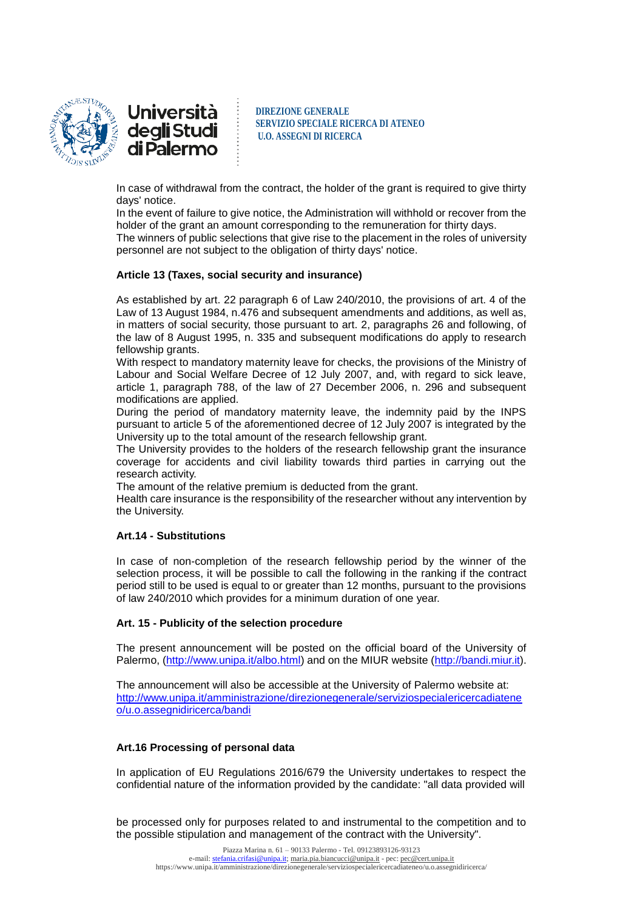In case of withdrawal from the contract, the holder of the grant is required to give thirty days' notice.
In the event of failure to give notice, the Administration will withhold or recover from the holder of the grant an amount corresponding to the remuneration for thirty days.
The winners of public selections that give rise to the placement in the roles of university personnel are not subject to the obligation of thirty days' notice.

**Article 13 (Taxes, social security and insurance)**

As established by art. 22 paragraph 6 of Law 240/2010, the provisions of art. 4 of the Law of 13 August 1984, n.476 and subsequent amendments and additions, as well as, in matters of social security, those pursuant to art. 2, paragraphs 26 and following, of the law of 8 August 1995, n. 335 and subsequent modifications do apply to research fellowship grants.
With respect to mandatory maternity leave for checks, the provisions of the Ministry of Labour and Social Welfare Decree of 12 July 2007, and, with regard to sick leave, article 1, paragraph 788, of the law of 27 December 2006, n. 296 and subsequent modifications are applied.
During the period of mandatory maternity leave, the indemnity paid by the INPS pursuant to article 5 of the aforementioned decree of 12 July 2007 is integrated by the University up to the total amount of the research fellowship grant.
The University provides to the holders of the research fellowship grant the insurance coverage for accidents and civil liability towards third parties in carrying out the research activity.
The amount of the relative premium is deducted from the grant.
Health care insurance is the responsibility of the researcher without any intervention by the University.

**Art.14 - Substitutions**

In case of non-completion of the research fellowship period by the winner of the selection process, it will be possible to call the following in the ranking if the contract period still to be used is equal to or greater than 12 months, pursuant to the provisions of law 240/2010 which provides for a minimum duration of one year.

**Art. 15 - Publicity of the selection procedure**

The present announcement will be posted on the official board of the University of Palermo, (http://www.unipa.it/albo.html) and on the MIUR website (http://bandi.miur.it).

The announcement will also be accessible at the University of Palermo website at: http://www.unipa.it/amministrazione/direzionegenerale/serviziospecialericercadiateneo/u.o.assegnidiricerca/bandi

**Art.16 Processing of personal data**

In application of EU Regulations 2016/679 the University undertakes to respect the confidential nature of the information provided by the candidate: "all data provided will be processed only for purposes related to and instrumental to the competition and to the possible stipulation and management of the contract with the University".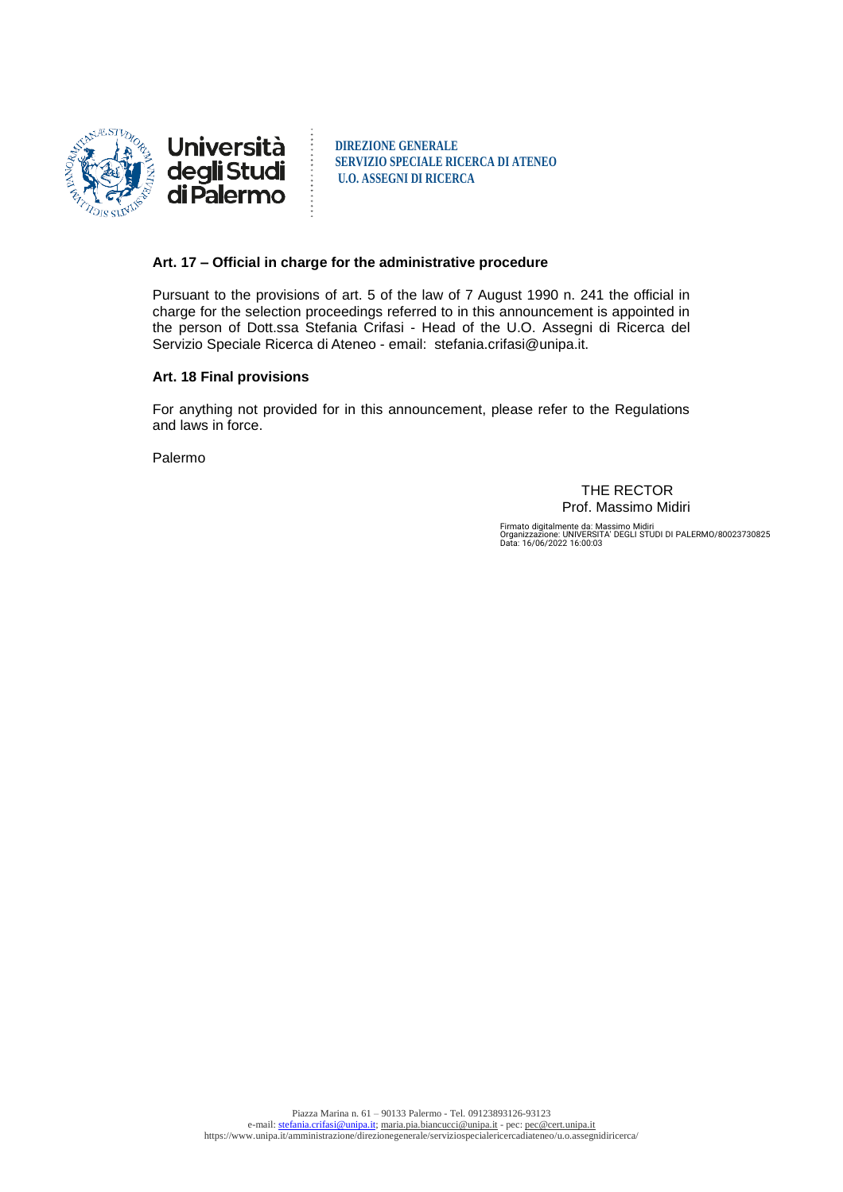## Art. 17 – Official in charge for the administrative procedure

Pursuant to the provisions of art. 5 of the law of 7 August 1990 n. 241 the official in charge for the selection proceedings referred to in this announcement is appointed in the person of Dott.ssa Stefania Crifasi - Head of the U.O. Assegni di Ricerca del Servizio Speciale Ricerca di Ateneo - email: stefania.crifasi@unipa.it.

## Art. 18 Final provisions

For anything not provided for in this announcement, please refer to the Regulations and laws in force.

Palermo

THE RECTOR
Prof. Massimo Midiri

Firmato digitalmente da: Massimo Midiri
Organizzazione: UNIVERSITA' DEGLI STUDI DI PALERMO/80023730825
Data: 16/06/2022 16:00:03